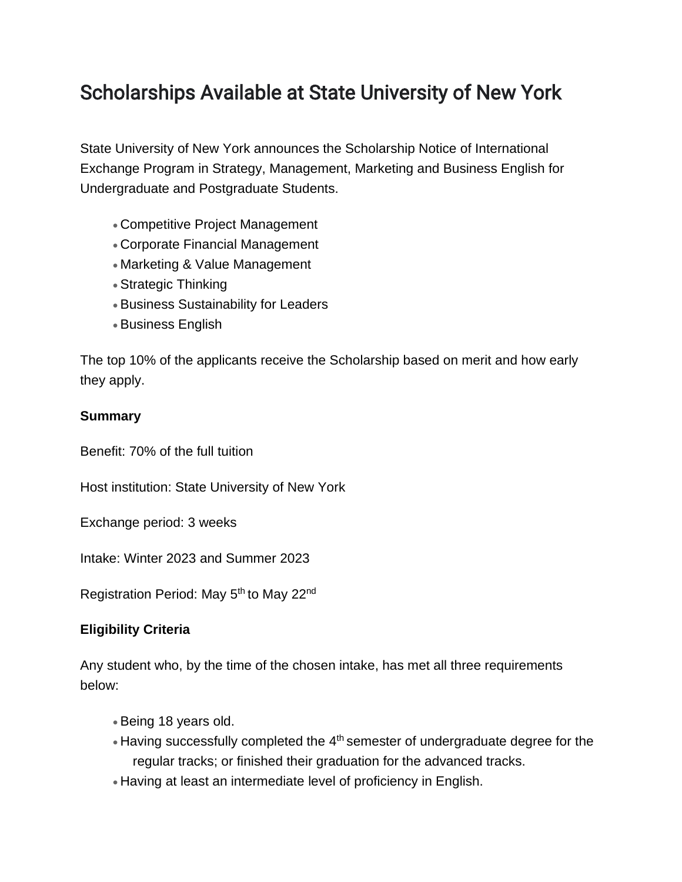# Scholarships Available at State University of New York

State University of New York announces the Scholarship Notice of International Exchange Program in Strategy, Management, Marketing and Business English for Undergraduate and Postgraduate Students.

- Competitive Project Management
- Corporate Financial Management
- Marketing & Value Management
- Strategic Thinking
- Business Sustainability for Leaders
- Business English

The top 10% of the applicants receive the Scholarship based on merit and how early they apply.

**Summary**

Benefit: 70% of the full tuition

Host institution: State University of New York

Exchange period: 3 weeks

Intake: Winter 2023 and Summer 2023

Registration Period: May 5th to May 22nd

**Eligibility Criteria**

Any student who, by the time of the chosen intake, has met all three requirements below:

- Being 18 years old.
- Having successfully completed the 4th semester of undergraduate degree for the regular tracks; or finished their graduation for the advanced tracks.
- Having at least an intermediate level of proficiency in English.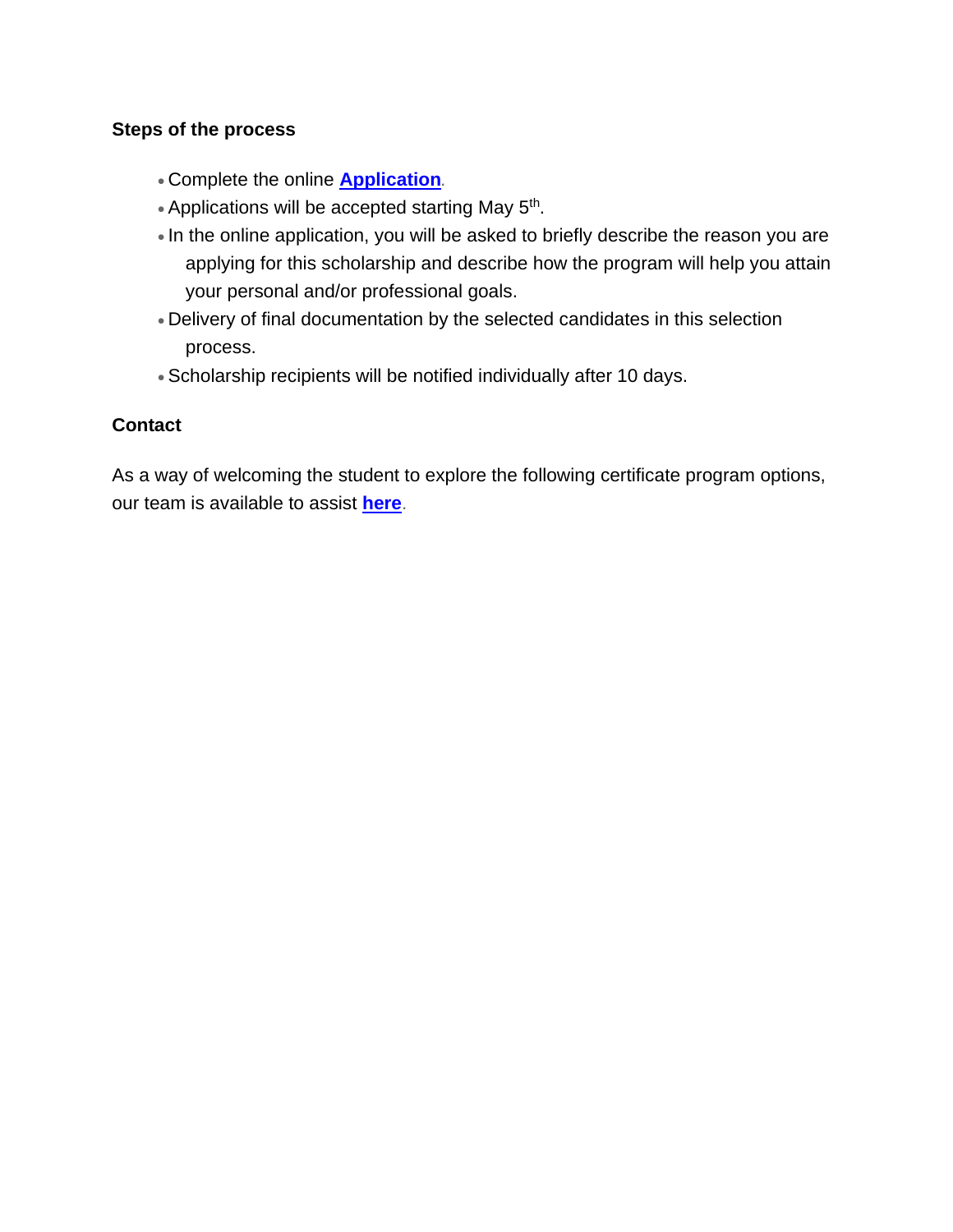**Steps of the process**

- Complete the online **Application**.
- Applications will be accepted starting May 5th.
- In the online application, you will be asked to briefly describe the reason you are applying for this scholarship and describe how the program will help you attain your personal and/or professional goals.
- Delivery of final documentation by the selected candidates in this selection process.
- Scholarship recipients will be notified individually after 10 days.

**Contact**

As a way of welcoming the student to explore the following certificate program options, our team is available to assist **here**.